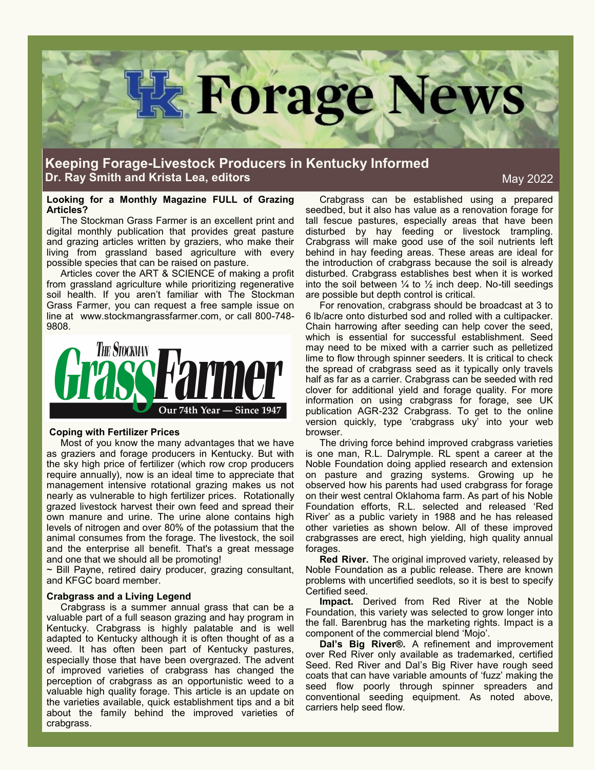# UK Forage News

## Keeping Forage-Livestock Producers in Kentucky Informed

**Dr. Ray Smith and Krista Lea, editors**

May 2022

**Looking for a Monthly Magazine FULL of Grazing Articles?**

The Stockman Grass Farmer is an excellent print and digital monthly publication that provides great pasture and grazing articles written by graziers, who make their living from grassland based agriculture with every possible species that can be raised on pasture.

Articles cover the ART & SCIENCE of making a profit from grassland agriculture while prioritizing regenerative soil health. If you aren't familiar with The Stockman Grass Farmer, you can request a free sample issue on line at www.stockmangrassfarmer.com, or call 800-748-9808.

The Stockman Grass Farmer — Our 74th Year — Since 1947

**Coping with Fertilizer Prices**

Most of you know the many advantages that we have as graziers and forage producers in Kentucky. But with the sky high price of fertilizer (which row crop producers require annually), now is an ideal time to appreciate that management intensive rotational grazing makes us not nearly as vulnerable to high fertilizer prices. Rotationally grazed livestock harvest their own feed and spread their own manure and urine. The urine alone contains high levels of nitrogen and over 80% of the potassium that the animal consumes from the forage. The livestock, the soil and the enterprise all benefit. That's a great message and one that we should all be promoting!

~ Bill Payne, retired dairy producer, grazing consultant, and KFGC board member.

**Crabgrass and a Living Legend**

Crabgrass is a summer annual grass that can be a valuable part of a full season grazing and hay program in Kentucky. Crabgrass is highly palatable and is well adapted to Kentucky although it is often thought of as a weed. It has often been part of Kentucky pastures, especially those that have been overgrazed. The advent of improved varieties of crabgrass has changed the perception of crabgrass as an opportunistic weed to a valuable high quality forage. This article is an update on the varieties available, quick establishment tips and a bit about the family behind the improved varieties of crabgrass.

Crabgrass can be established using a prepared seedbed, but it also has value as a renovation forage for tall fescue pastures, especially areas that have been disturbed by hay feeding or livestock trampling. Crabgrass will make good use of the soil nutrients left behind in hay feeding areas. These areas are ideal for the introduction of crabgrass because the soil is already disturbed. Crabgrass establishes best when it is worked into the soil between ¼ to ½ inch deep. No-till seedings are possible but depth control is critical.

For renovation, crabgrass should be broadcast at 3 to 6 lb/acre onto disturbed sod and rolled with a cultipacker. Chain harrowing after seeding can help cover the seed, which is essential for successful establishment. Seed may need to be mixed with a carrier such as pelletized lime to flow through spinner seeders. It is critical to check the spread of crabgrass seed as it typically only travels half as far as a carrier. Crabgrass can be seeded with red clover for additional yield and forage quality. For more information on using crabgrass for forage, see UK publication AGR-232 Crabgrass. To get to the online version quickly, type 'crabgrass uky' into your web browser.

The driving force behind improved crabgrass varieties is one man, R.L. Dalrymple. RL spent a career at the Noble Foundation doing applied research and extension on pasture and grazing systems. Growing up he observed how his parents had used crabgrass for forage on their west central Oklahoma farm. As part of his Noble Foundation efforts, R.L. selected and released 'Red River' as a public variety in 1988 and he has released other varieties as shown below. All of these improved crabgrasses are erect, high yielding, high quality annual forages.

**Red River.** The original improved variety, released by Noble Foundation as a public release. There are known problems with uncertified seedlots, so it is best to specify Certified seed.

**Impact.** Derived from Red River at the Noble Foundation, this variety was selected to grow longer into the fall. Barenbrug has the marketing rights. Impact is a component of the commercial blend 'Mojo'.

**Dal's Big River®.** A refinement and improvement over Red River only available as trademarked, certified Seed. Red River and Dal's Big River have rough seed coats that can have variable amounts of 'fuzz' making the seed flow poorly through spinner spreaders and conventional seeding equipment. As noted above, carriers help seed flow.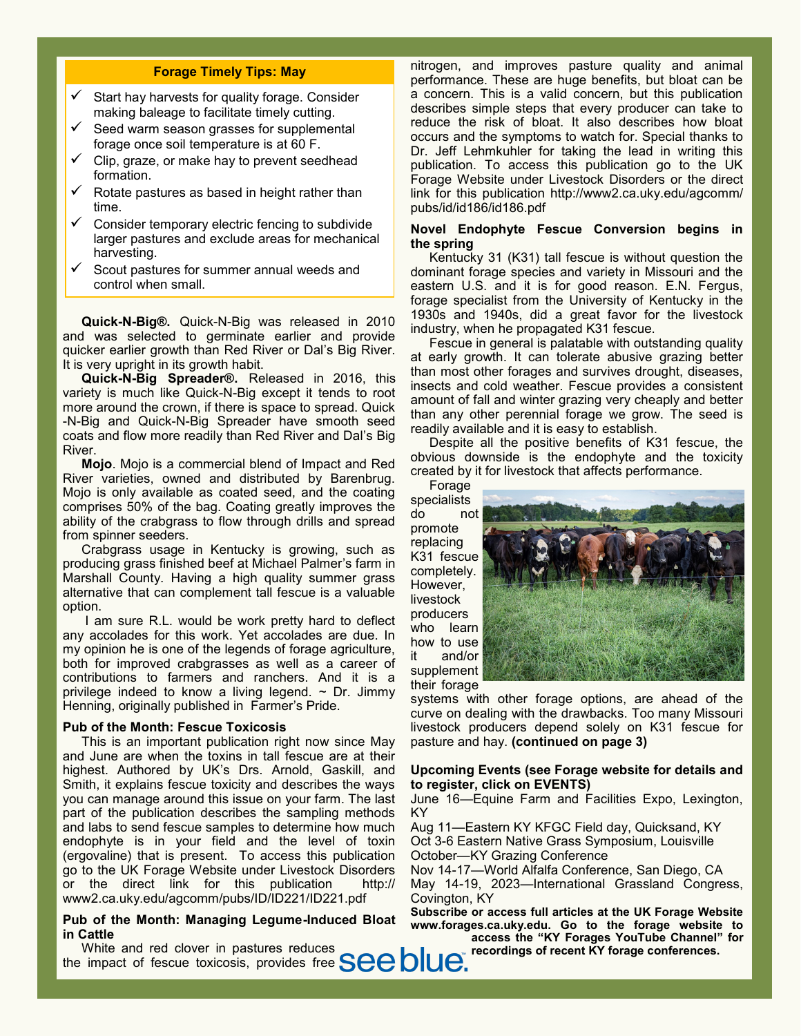### Forage Timely Tips: May

- ✓ Start hay harvests for quality forage. Consider making baleage to facilitate timely cutting.
- ✓ Seed warm season grasses for supplemental forage once soil temperature is at 60 F.
- ✓ Clip, graze, or make hay to prevent seedhead formation.
- ✓ Rotate pastures as based in height rather than time.
- ✓ Consider temporary electric fencing to subdivide larger pastures and exclude areas for mechanical harvesting.
- ✓ Scout pastures for summer annual weeds and control when small.

**Quick-N-Big®.** Quick-N-Big was released in 2010 and was selected to germinate earlier and provide quicker earlier growth than Red River or Dal's Big River. It is very upright in its growth habit.

**Quick-N-Big Spreader®.** Released in 2016, this variety is much like Quick-N-Big except it tends to root more around the crown, if there is space to spread. Quick-N-Big and Quick-N-Big Spreader have smooth seed coats and flow more readily than Red River and Dal's Big River.

**Mojo**. Mojo is a commercial blend of Impact and Red River varieties, owned and distributed by Barenbrug. Mojo is only available as coated seed, and the coating comprises 50% of the bag. Coating greatly improves the ability of the crabgrass to flow through drills and spread from spinner seeders.

Crabgrass usage in Kentucky is growing, such as producing grass finished beef at Michael Palmer's farm in Marshall County. Having a high quality summer grass alternative that can complement tall fescue is a valuable option.

I am sure R.L. would be work pretty hard to deflect any accolades for this work. Yet accolades are due. In my opinion he is one of the legends of forage agriculture, both for improved crabgrasses as well as a career of contributions to farmers and ranchers. And it is a privilege indeed to know a living legend. ~ Dr. Jimmy Henning, originally published in Farmer's Pride.

### Pub of the Month: Fescue Toxicosis

This is an important publication right now since May and June are when the toxins in tall fescue are at their highest. Authored by UK's Drs. Arnold, Gaskill, and Smith, it explains fescue toxicity and describes the ways you can manage around this issue on your farm. The last part of the publication describes the sampling methods and labs to send fescue samples to determine how much endophyte is in your field and the level of toxin (ergovaline) that is present. To access this publication go to the UK Forage Website under Livestock Disorders or the direct link for this publication http://www2.ca.uky.edu/agcomm/pubs/ID/ID221/ID221.pdf

### Pub of the Month: Managing Legume-Induced Bloat in Cattle

White and red clover in pastures reduces the impact of fescue toxicosis, provides free nitrogen, and improves pasture quality and animal performance. These are huge benefits, but bloat can be a concern. This is a valid concern, but this publication describes simple steps that every producer can take to reduce the risk of bloat. It also describes how bloat occurs and the symptoms to watch for. Special thanks to Dr. Jeff Lehmkuhler for taking the lead in writing this publication. To access this publication go to the UK Forage Website under Livestock Disorders or the direct link for this publication http://www2.ca.uky.edu/agcomm/pubs/id/id186/id186.pdf

### Novel Endophyte Fescue Conversion begins in the spring

Kentucky 31 (K31) tall fescue is without question the dominant forage species and variety in Missouri and the eastern U.S. and it is for good reason. E.N. Fergus, forage specialist from the University of Kentucky in the 1930s and 1940s, did a great favor for the livestock industry, when he propagated K31 fescue.

Fescue in general is palatable with outstanding quality at early growth. It can tolerate abusive grazing better than most other forages and survives drought, diseases, insects and cold weather. Fescue provides a consistent amount of fall and winter grazing very cheaply and better than any other perennial forage we grow. The seed is readily available and it is easy to establish.

Despite all the positive benefits of K31 fescue, the obvious downside is the endophyte and the toxicity created by it for livestock that affects performance.

Forage specialists do not promote replacing K31 fescue completely. However, livestock producers who learn how to use it and/or supplement their forage systems with other forage options, are ahead of the curve on dealing with the drawbacks. Too many Missouri livestock producers depend solely on K31 fescue for pasture and hay. **(continued on page 3)**

### Upcoming Events (see Forage website for details and to register, click on EVENTS)

June 16—Equine Farm and Facilities Expo, Lexington, KY
Aug 11—Eastern KY KFGC Field day, Quicksand, KY
Oct 3-6 Eastern Native Grass Symposium, Louisville
October—KY Grazing Conference
Nov 14-17—World Alfalfa Conference, San Diego, CA
May 14-19, 2023—International Grassland Congress, Covington, KY

**Subscribe or access full articles at the UK Forage Website www.forages.ca.uky.edu. Go to the forage website to access the "KY Forages YouTube Channel" for recordings of recent KY forage conferences.**

see blue.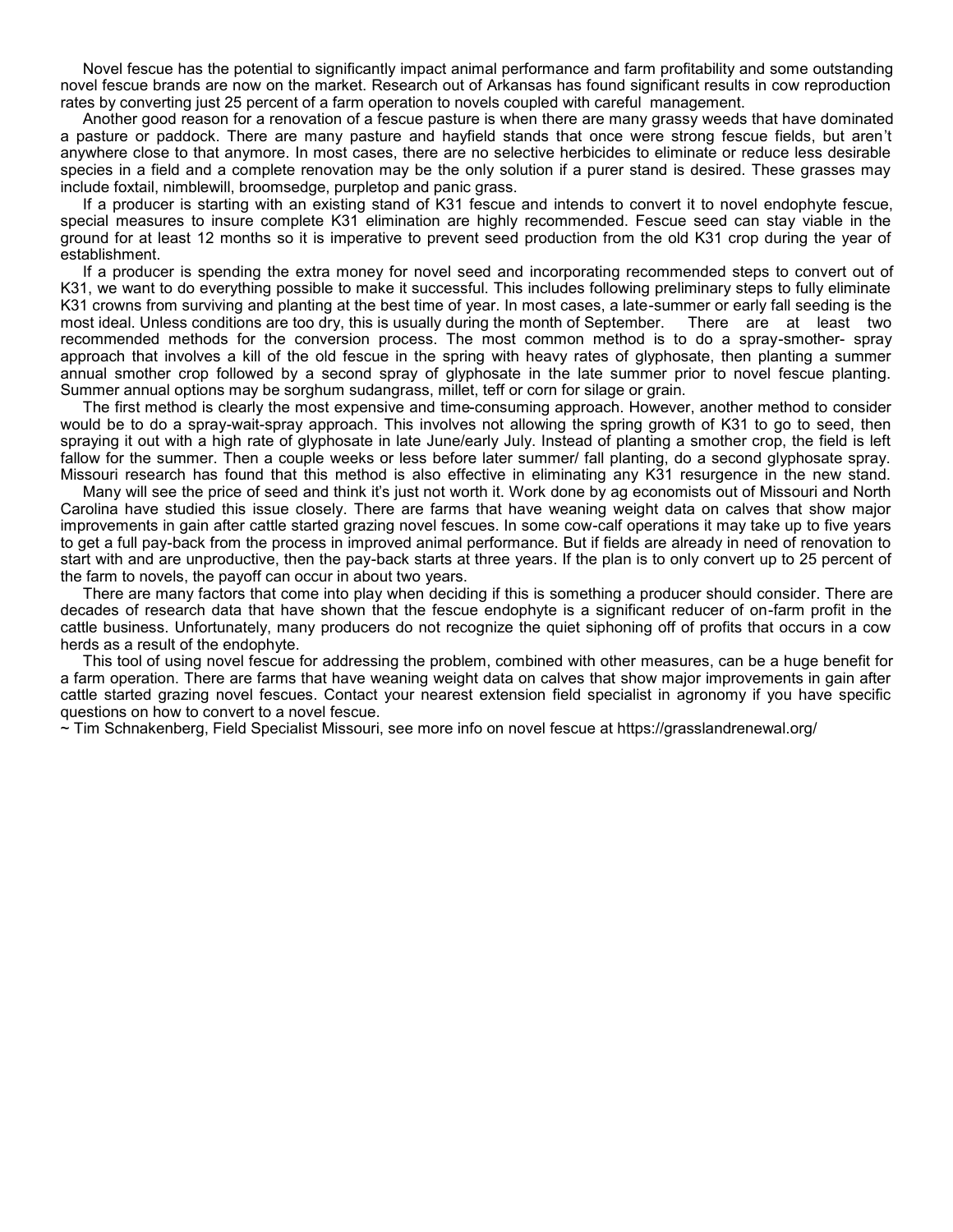Novel fescue has the potential to significantly impact animal performance and farm profitability and some outstanding novel fescue brands are now on the market. Research out of Arkansas has found significant results in cow reproduction rates by converting just 25 percent of a farm operation to novels coupled with careful management.

Another good reason for a renovation of a fescue pasture is when there are many grassy weeds that have dominated a pasture or paddock. There are many pasture and hayfield stands that once were strong fescue fields, but aren't anywhere close to that anymore. In most cases, there are no selective herbicides to eliminate or reduce less desirable species in a field and a complete renovation may be the only solution if a purer stand is desired. These grasses may include foxtail, nimblewill, broomsedge, purpletop and panic grass.

If a producer is starting with an existing stand of K31 fescue and intends to convert it to novel endophyte fescue, special measures to insure complete K31 elimination are highly recommended. Fescue seed can stay viable in the ground for at least 12 months so it is imperative to prevent seed production from the old K31 crop during the year of establishment.

If a producer is spending the extra money for novel seed and incorporating recommended steps to convert out of K31, we want to do everything possible to make it successful. This includes following preliminary steps to fully eliminate K31 crowns from surviving and planting at the best time of year. In most cases, a late-summer or early fall seeding is the most ideal. Unless conditions are too dry, this is usually during the month of September. There are at least two recommended methods for the conversion process. The most common method is to do a spray-smother- spray approach that involves a kill of the old fescue in the spring with heavy rates of glyphosate, then planting a summer annual smother crop followed by a second spray of glyphosate in the late summer prior to novel fescue planting. Summer annual options may be sorghum sudangrass, millet, teff or corn for silage or grain.

The first method is clearly the most expensive and time-consuming approach. However, another method to consider would be to do a spray-wait-spray approach. This involves not allowing the spring growth of K31 to go to seed, then spraying it out with a high rate of glyphosate in late June/early July. Instead of planting a smother crop, the field is left fallow for the summer. Then a couple weeks or less before later summer/ fall planting, do a second glyphosate spray. Missouri research has found that this method is also effective in eliminating any K31 resurgence in the new stand.

Many will see the price of seed and think it's just not worth it. Work done by ag economists out of Missouri and North Carolina have studied this issue closely. There are farms that have weaning weight data on calves that show major improvements in gain after cattle started grazing novel fescues. In some cow-calf operations it may take up to five years to get a full pay-back from the process in improved animal performance. But if fields are already in need of renovation to start with and are unproductive, then the pay-back starts at three years. If the plan is to only convert up to 25 percent of the farm to novels, the payoff can occur in about two years.

There are many factors that come into play when deciding if this is something a producer should consider. There are decades of research data that have shown that the fescue endophyte is a significant reducer of on-farm profit in the cattle business. Unfortunately, many producers do not recognize the quiet siphoning off of profits that occurs in a cow herds as a result of the endophyte.

This tool of using novel fescue for addressing the problem, combined with other measures, can be a huge benefit for a farm operation. There are farms that have weaning weight data on calves that show major improvements in gain after cattle started grazing novel fescues. Contact your nearest extension field specialist in agronomy if you have specific questions on how to convert to a novel fescue.

~ Tim Schnakenberg, Field Specialist Missouri, see more info on novel fescue at https://grasslandrenewal.org/